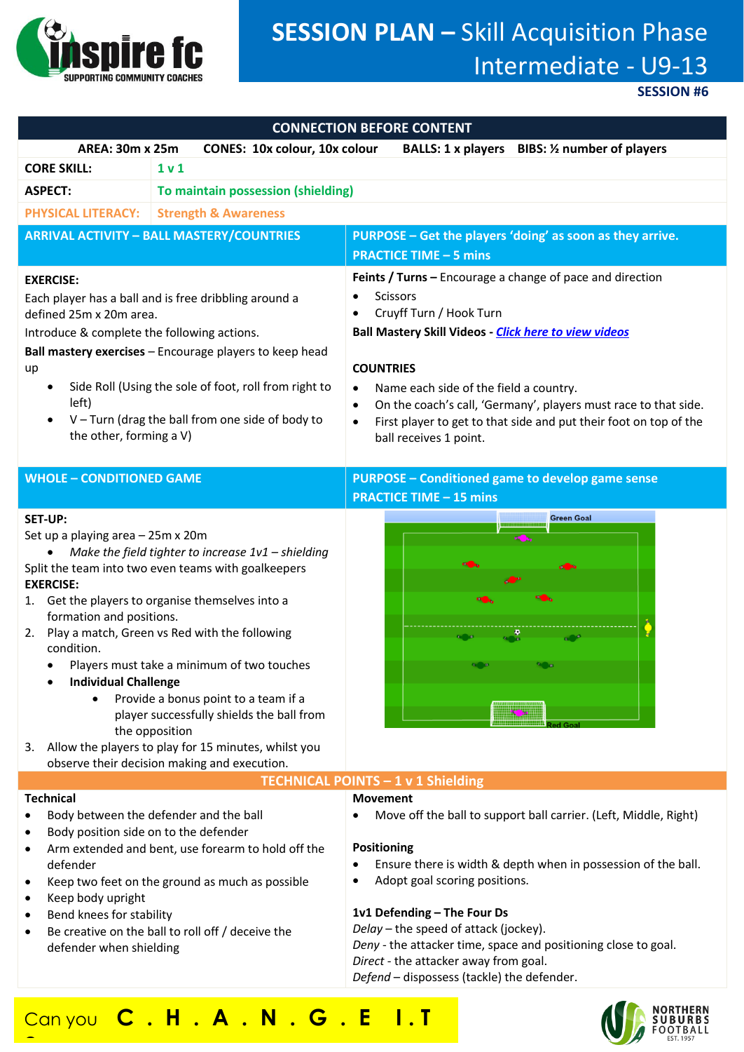# SESSION PLAN – Skill Acquisition Phase Intermediate - U9-13

**SESSION #6**

## CONNECTION BEFORE CONTENT

**AREA: 30m x 25m** **CONES: 10x colour, 10x colour** **BALLS: 1 x players** **BIBS: ½ number of players**

| | |
|---|---|
| **CORE SKILL:** | 1 v 1 |
| **ASPECT:** | To maintain possession (shielding) |
| **PHYSICAL LITERACY:** | Strength & Awareness |

## ARRIVAL ACTIVITY – BALL MASTERY/COUNTRIES

**PURPOSE – Get the players 'doing' as soon as they arrive.**
**PRACTICE TIME – 5 mins**

**EXERCISE:**

Each player has a ball and is free dribbling around a defined 25m x 20m area.

Introduce & complete the following actions.

**Ball mastery exercises** – Encourage players to keep head up

- Side Roll (Using the sole of foot, roll from right to left)
- V – Turn (drag the ball from one side of body to the other, forming a V)

**Feints / Turns –** Encourage a change of pace and direction

- Scissors
- Cruyff Turn / Hook Turn

**Ball Mastery Skill Videos -** *Click here to view videos*

**COUNTRIES**

- Name each side of the field a country.
- On the coach's call, 'Germany', players must race to that side.
- First player to get to that side and put their foot on top of the ball receives 1 point.

## WHOLE – CONDITIONED GAME

**PURPOSE – Conditioned game to develop game sense**
**PRACTICE TIME – 15 mins**

**SET-UP:**

Set up a playing area – 25m x 20m

- *Make the field tighter to increase 1v1 – shielding*

Split the team into two even teams with goalkeepers

**EXERCISE:**

1. Get the players to organise themselves into a formation and positions.
2. Play a match, Green vs Red with the following condition.
   - Players must take a minimum of two touches
   - **Individual Challenge**
     - Provide a bonus point to a team if a player successfully shields the ball from the opposition
3. Allow the players to play for 15 minutes, whilst you observe their decision making and execution.

Green Goal

Red Goal

## TECHNICAL POINTS – 1 v 1 Shielding

**Technical**

- Body between the defender and the ball
- Body position side on to the defender
- Arm extended and bent, use forearm to hold off the defender
- Keep two feet on the ground as much as possible
- Keep body upright
- Bend knees for stability
- Be creative on the ball to roll off / deceive the defender when shielding

**Movement**

- Move off the ball to support ball carrier. (Left, Middle, Right)

**Positioning**

- Ensure there is width & depth when in possession of the ball.
- Adopt goal scoring positions.

**1v1 Defending – The Four Ds**

*Delay* – the speed of attack (jockey).
*Deny* - the attacker time, space and positioning close to goal.
*Direct* - the attacker away from goal.
*Defend* – dispossess (tackle) the defender.

Can you **C . H . A . N . G . E I . T**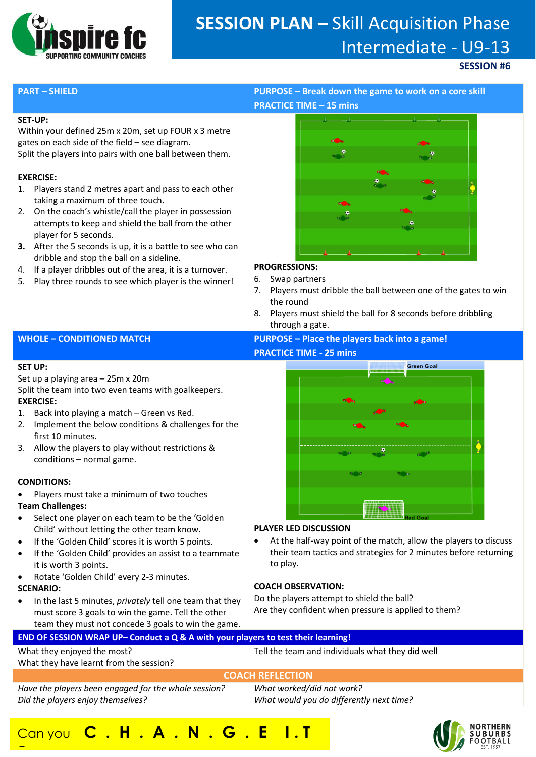# SESSION PLAN – Skill Acquisition Phase Intermediate - U9-13

**SESSION #6**

## PART – SHIELD

**PURPOSE – Break down the game to work on a core skill**
**PRACTICE TIME – 15 mins**

**SET-UP:**
Within your defined 25m x 20m, set up FOUR x 3 metre gates on each side of the field – see diagram.
Split the players into pairs with one ball between them.

**EXERCISE:**
1. Players stand 2 metres apart and pass to each other taking a maximum of three touch.
2. On the coach's whistle/call the player in possession attempts to keep and shield the ball from the other player for 5 seconds.
3. After the 5 seconds is up, it is a battle to see who can dribble and stop the ball on a sideline.
4. If a player dribbles out of the area, it is a turnover.
5. Play three rounds to see which player is the winner!

**PROGRESSIONS:**
6. Swap partners
7. Players must dribble the ball between one of the gates to win the round
8. Players must shield the ball for 8 seconds before dribbling through a gate.

## WHOLE – CONDITIONED MATCH

**PURPOSE – Place the players back into a game!**
**PRACTICE TIME - 25 mins**

**SET UP:**
Set up a playing area – 25m x 20m
Split the team into two even teams with goalkeepers.

**EXERCISE:**
1. Back into playing a match – Green vs Red.
2. Implement the below conditions & challenges for the first 10 minutes.
3. Allow the players to play without restrictions & conditions – normal game.

**CONDITIONS:**
- Players must take a minimum of two touches

**Team Challenges:**
- Select one player on each team to be the 'Golden Child' without letting the other team know.
- If the 'Golden Child' scores it is worth 5 points.
- If the 'Golden Child' provides an assist to a teammate it is worth 3 points.
- Rotate 'Golden Child' every 2-3 minutes.

**SCENARIO:**
- In the last 5 minutes, *privately* tell one team that they must score 3 goals to win the game. Tell the other team they must not concede 3 goals to win the game.

Green Goal

Red Goal

**PLAYER LED DISCUSSION**
- At the half-way point of the match, allow the players to discuss their team tactics and strategies for 2 minutes before returning to play.

**COACH OBSERVATION:**
Do the players attempt to shield the ball?
Are they confident when pressure is applied to them?

## END OF SESSION WRAP UP– Conduct a Q & A with your players to test their learning!

What they enjoyed the most?
What they have learnt from the session?

Tell the team and individuals what they did well

## COACH REFLECTION

*Have the players been engaged for the whole session?*
*Did the players enjoy themselves?*

*What worked/did not work?*
*What would you do differently next time?*

Can you C . H . A . N . G . E I . T